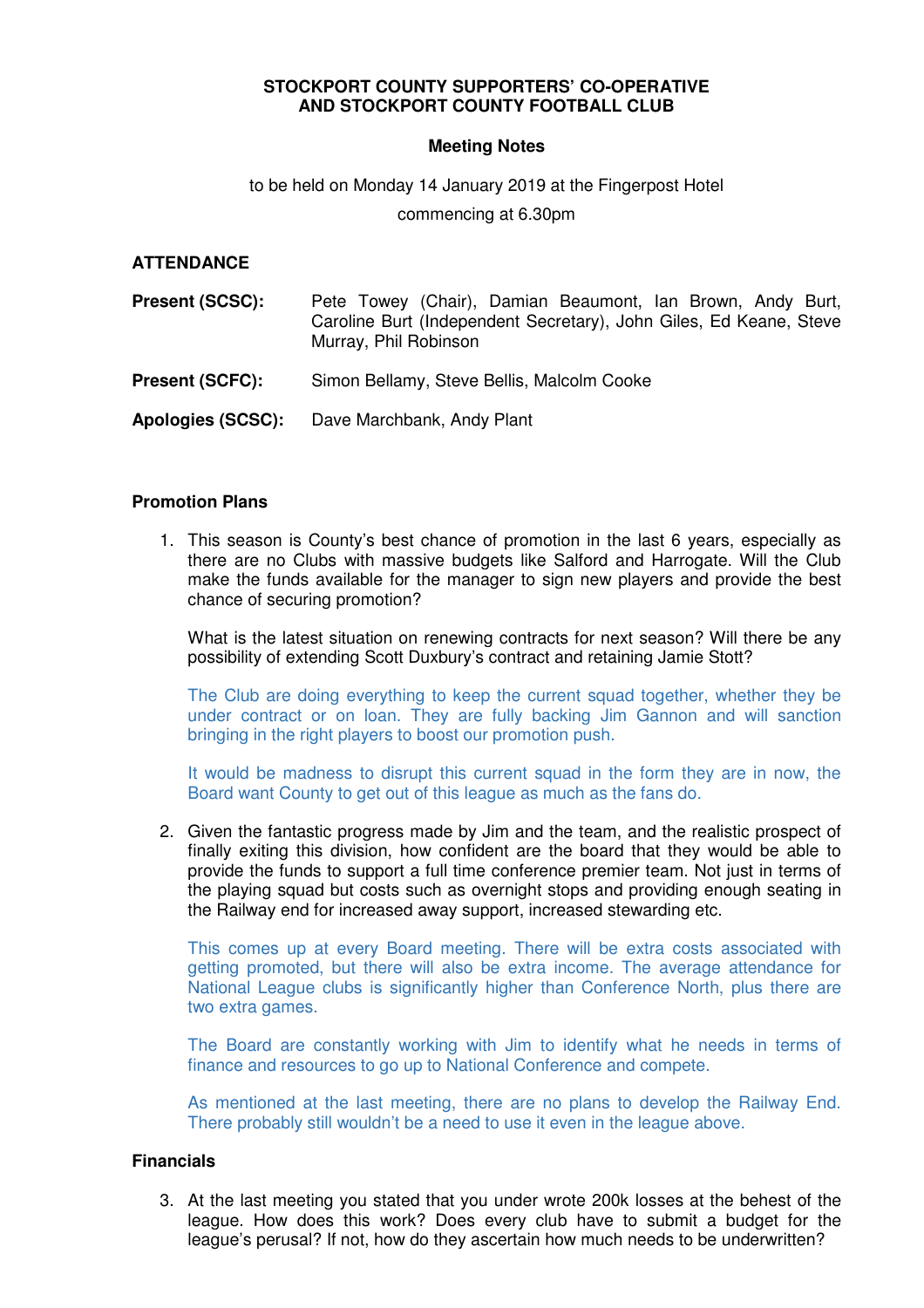**STOCKPORT COUNTY SUPPORTERS' CO-OPERATIVE AND STOCKPORT COUNTY FOOTBALL CLUB**

**Meeting Notes**

to be held on Monday 14 January 2019 at the Fingerpost Hotel

commencing at 6.30pm

**ATTENDANCE**

**Present (SCSC):** Pete Towey (Chair), Damian Beaumont, Ian Brown, Andy Burt, Caroline Burt (Independent Secretary), John Giles, Ed Keane, Steve Murray, Phil Robinson

**Present (SCFC):** Simon Bellamy, Steve Bellis, Malcolm Cooke

**Apologies (SCSC):** Dave Marchbank, Andy Plant

**Promotion Plans**

1. This season is County's best chance of promotion in the last 6 years, especially as there are no Clubs with massive budgets like Salford and Harrogate. Will the Club make the funds available for the manager to sign new players and provide the best chance of securing promotion?

   What is the latest situation on renewing contracts for next season? Will there be any possibility of extending Scott Duxbury's contract and retaining Jamie Stott?

   The Club are doing everything to keep the current squad together, whether they be under contract or on loan. They are fully backing Jim Gannon and will sanction bringing in the right players to boost our promotion push.

   It would be madness to disrupt this current squad in the form they are in now, the Board want County to get out of this league as much as the fans do.

2. Given the fantastic progress made by Jim and the team, and the realistic prospect of finally exiting this division, how confident are the board that they would be able to provide the funds to support a full time conference premier team. Not just in terms of the playing squad but costs such as overnight stops and providing enough seating in the Railway end for increased away support, increased stewarding etc.

   This comes up at every Board meeting. There will be extra costs associated with getting promoted, but there will also be extra income. The average attendance for National League clubs is significantly higher than Conference North, plus there are two extra games.

   The Board are constantly working with Jim to identify what he needs in terms of finance and resources to go up to National Conference and compete.

   As mentioned at the last meeting, there are no plans to develop the Railway End. There probably still wouldn't be a need to use it even in the league above.

**Financials**

3. At the last meeting you stated that you under wrote 200k losses at the behest of the league. How does this work? Does every club have to submit a budget for the league's perusal? If not, how do they ascertain how much needs to be underwritten?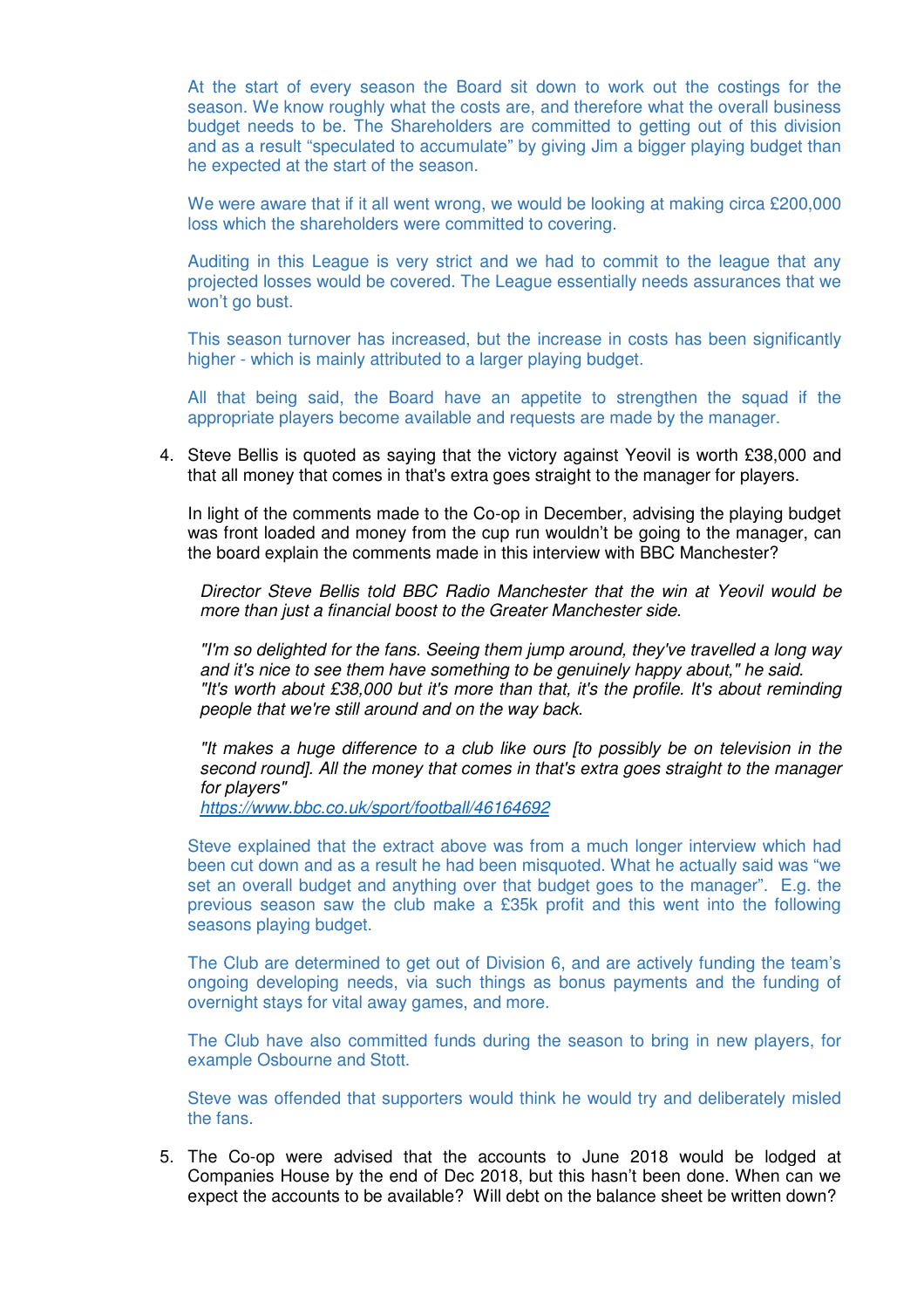At the start of every season the Board sit down to work out the costings for the season. We know roughly what the costs are, and therefore what the overall business budget needs to be. The Shareholders are committed to getting out of this division and as a result "speculated to accumulate" by giving Jim a bigger playing budget than he expected at the start of the season.

We were aware that if it all went wrong, we would be looking at making circa £200,000 loss which the shareholders were committed to covering.

Auditing in this League is very strict and we had to commit to the league that any projected losses would be covered. The League essentially needs assurances that we won't go bust.

This season turnover has increased, but the increase in costs has been significantly higher - which is mainly attributed to a larger playing budget.

All that being said, the Board have an appetite to strengthen the squad if the appropriate players become available and requests are made by the manager.

4. Steve Bellis is quoted as saying that the victory against Yeovil is worth £38,000 and that all money that comes in that's extra goes straight to the manager for players.

   In light of the comments made to the Co-op in December, advising the playing budget was front loaded and money from the cup run wouldn't be going to the manager, can the board explain the comments made in this interview with BBC Manchester?

   *Director Steve Bellis told BBC Radio Manchester that the win at Yeovil would be more than just a financial boost to the Greater Manchester side.*

   *"I'm so delighted for the fans. Seeing them jump around, they've travelled a long way and it's nice to see them have something to be genuinely happy about," he said. "It's worth about £38,000 but it's more than that, it's the profile. It's about reminding people that we're still around and on the way back.*

   *"It makes a huge difference to a club like ours [to possibly be on television in the second round]. All the money that comes in that's extra goes straight to the manager for players"*
   *https://www.bbc.co.uk/sport/football/46164692*

   Steve explained that the extract above was from a much longer interview which had been cut down and as a result he had been misquoted. What he actually said was "we set an overall budget and anything over that budget goes to the manager". E.g. the previous season saw the club make a £35k profit and this went into the following seasons playing budget.

   The Club are determined to get out of Division 6, and are actively funding the team's ongoing developing needs, via such things as bonus payments and the funding of overnight stays for vital away games, and more.

   The Club have also committed funds during the season to bring in new players, for example Osbourne and Stott.

   Steve was offended that supporters would think he would try and deliberately misled the fans.

5. The Co-op were advised that the accounts to June 2018 would be lodged at Companies House by the end of Dec 2018, but this hasn't been done. When can we expect the accounts to be available? Will debt on the balance sheet be written down?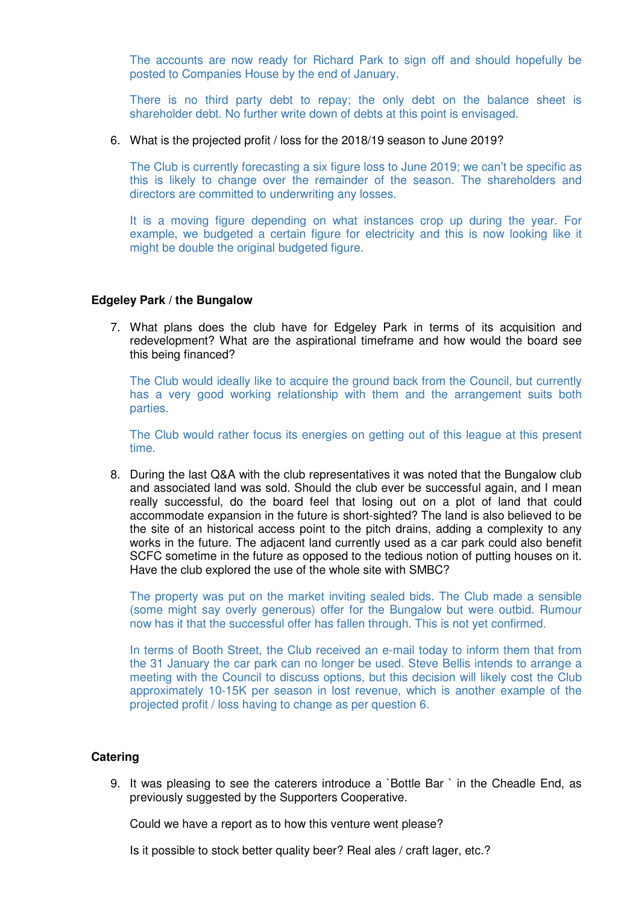The accounts are now ready for Richard Park to sign off and should hopefully be posted to Companies House by the end of January.

There is no third party debt to repay; the only debt on the balance sheet is shareholder debt. No further write down of debts at this point is envisaged.

6. What is the projected profit / loss for the 2018/19 season to June 2019?

   The Club is currently forecasting a six figure loss to June 2019; we can't be specific as this is likely to change over the remainder of the season. The shareholders and directors are committed to underwriting any losses.

   It is a moving figure depending on what instances crop up during the year. For example, we budgeted a certain figure for electricity and this is now looking like it might be double the original budgeted figure.

**Edgeley Park / the Bungalow**

7. What plans does the club have for Edgeley Park in terms of its acquisition and redevelopment? What are the aspirational timeframe and how would the board see this being financed?

   The Club would ideally like to acquire the ground back from the Council, but currently has a very good working relationship with them and the arrangement suits both parties.

   The Club would rather focus its energies on getting out of this league at this present time.

8. During the last Q&A with the club representatives it was noted that the Bungalow club and associated land was sold. Should the club ever be successful again, and I mean really successful, do the board feel that losing out on a plot of land that could accommodate expansion in the future is short-sighted? The land is also believed to be the site of an historical access point to the pitch drains, adding a complexity to any works in the future. The adjacent land currently used as a car park could also benefit SCFC sometime in the future as opposed to the tedious notion of putting houses on it. Have the club explored the use of the whole site with SMBC?

   The property was put on the market inviting sealed bids. The Club made a sensible (some might say overly generous) offer for the Bungalow but were outbid. Rumour now has it that the successful offer has fallen through. This is not yet confirmed.

   In terms of Booth Street, the Club received an e-mail today to inform them that from the 31 January the car park can no longer be used. Steve Bellis intends to arrange a meeting with the Council to discuss options, but this decision will likely cost the Club approximately 10-15K per season in lost revenue, which is another example of the projected profit / loss having to change as per question 6.

**Catering**

9. It was pleasing to see the caterers introduce a `Bottle Bar ` in the Cheadle End, as previously suggested by the Supporters Cooperative.

   Could we have a report as to how this venture went please?

   Is it possible to stock better quality beer? Real ales / craft lager, etc.?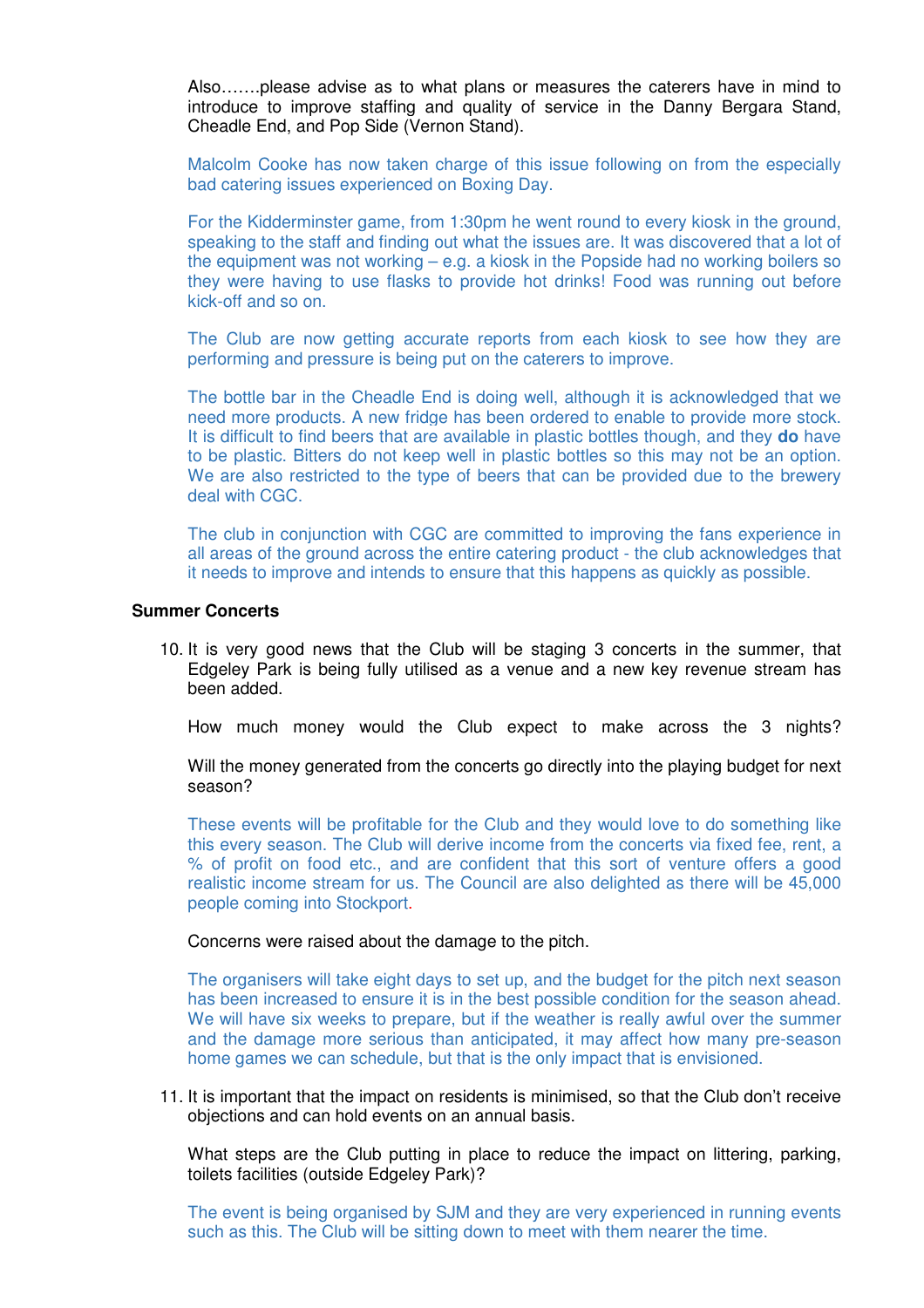Also…….please advise as to what plans or measures the caterers have in mind to introduce to improve staffing and quality of service in the Danny Bergara Stand, Cheadle End, and Pop Side (Vernon Stand).

Malcolm Cooke has now taken charge of this issue following on from the especially bad catering issues experienced on Boxing Day.

For the Kidderminster game, from 1:30pm he went round to every kiosk in the ground, speaking to the staff and finding out what the issues are. It was discovered that a lot of the equipment was not working – e.g. a kiosk in the Popside had no working boilers so they were having to use flasks to provide hot drinks! Food was running out before kick-off and so on.

The Club are now getting accurate reports from each kiosk to see how they are performing and pressure is being put on the caterers to improve.

The bottle bar in the Cheadle End is doing well, although it is acknowledged that we need more products. A new fridge has been ordered to enable to provide more stock. It is difficult to find beers that are available in plastic bottles though, and they **do** have to be plastic. Bitters do not keep well in plastic bottles so this may not be an option. We are also restricted to the type of beers that can be provided due to the brewery deal with CGC.

The club in conjunction with CGC are committed to improving the fans experience in all areas of the ground across the entire catering product - the club acknowledges that it needs to improve and intends to ensure that this happens as quickly as possible.

**Summer Concerts**

10. It is very good news that the Club will be staging 3 concerts in the summer, that Edgeley Park is being fully utilised as a venue and a new key revenue stream has been added.

    How much money would the Club expect to make across the 3 nights?

    Will the money generated from the concerts go directly into the playing budget for next season?

    These events will be profitable for the Club and they would love to do something like this every season. The Club will derive income from the concerts via fixed fee, rent, a % of profit on food etc., and are confident that this sort of venture offers a good realistic income stream for us. The Council are also delighted as there will be 45,000 people coming into Stockport.

    Concerns were raised about the damage to the pitch.

    The organisers will take eight days to set up, and the budget for the pitch next season has been increased to ensure it is in the best possible condition for the season ahead. We will have six weeks to prepare, but if the weather is really awful over the summer and the damage more serious than anticipated, it may affect how many pre-season home games we can schedule, but that is the only impact that is envisioned.

11. It is important that the impact on residents is minimised, so that the Club don't receive objections and can hold events on an annual basis.

    What steps are the Club putting in place to reduce the impact on littering, parking, toilets facilities (outside Edgeley Park)?

    The event is being organised by SJM and they are very experienced in running events such as this. The Club will be sitting down to meet with them nearer the time.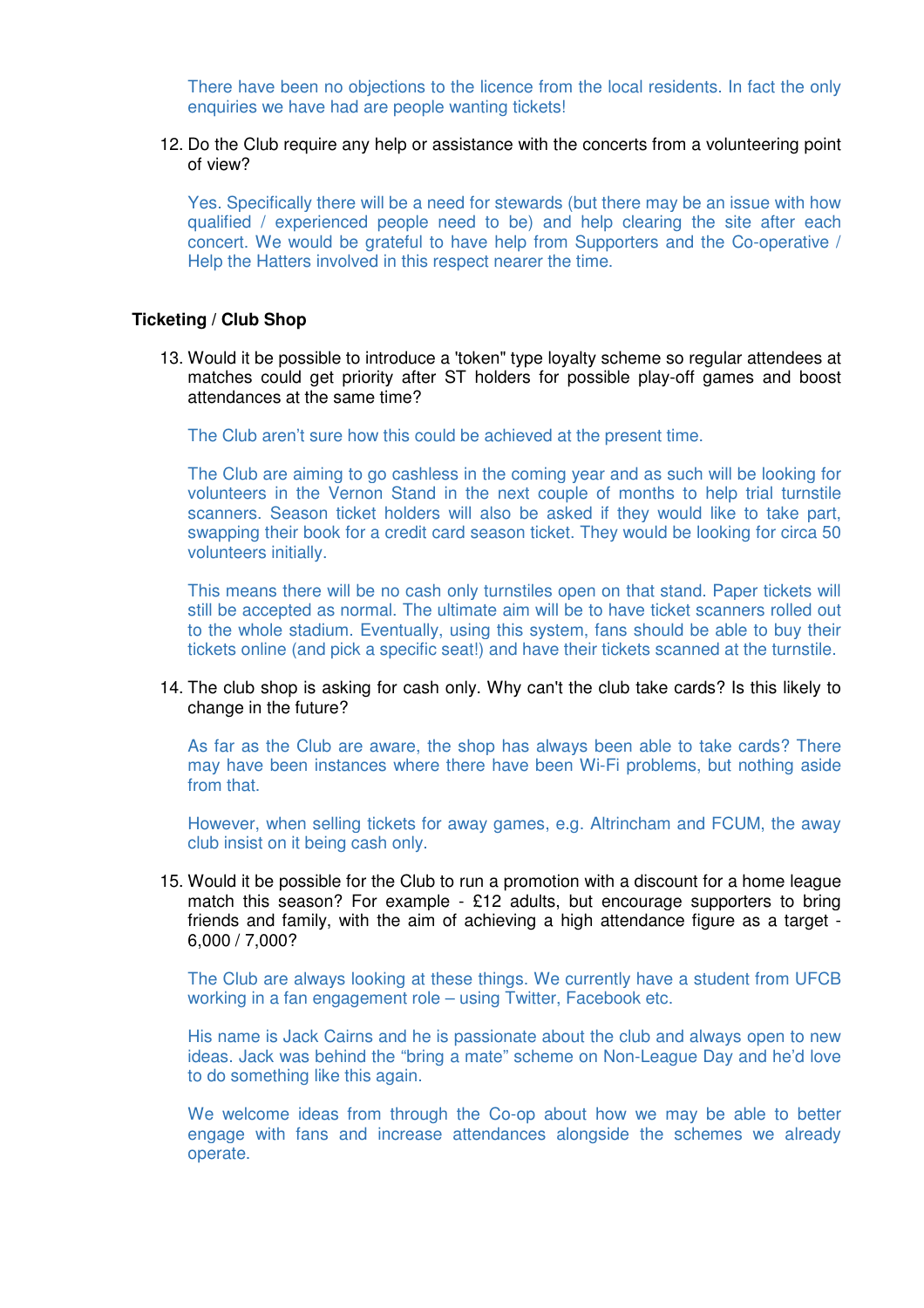There have been no objections to the licence from the local residents. In fact the only enquiries we have had are people wanting tickets!

12. Do the Club require any help or assistance with the concerts from a volunteering point of view?

    Yes. Specifically there will be a need for stewards (but there may be an issue with how qualified / experienced people need to be) and help clearing the site after each concert. We would be grateful to have help from Supporters and the Co-operative / Help the Hatters involved in this respect nearer the time.

### Ticketing / Club Shop

13. Would it be possible to introduce a 'token" type loyalty scheme so regular attendees at matches could get priority after ST holders for possible play-off games and boost attendances at the same time?

    The Club aren't sure how this could be achieved at the present time.

    The Club are aiming to go cashless in the coming year and as such will be looking for volunteers in the Vernon Stand in the next couple of months to help trial turnstile scanners. Season ticket holders will also be asked if they would like to take part, swapping their book for a credit card season ticket. They would be looking for circa 50 volunteers initially.

    This means there will be no cash only turnstiles open on that stand. Paper tickets will still be accepted as normal. The ultimate aim will be to have ticket scanners rolled out to the whole stadium. Eventually, using this system, fans should be able to buy their tickets online (and pick a specific seat!) and have their tickets scanned at the turnstile.

14. The club shop is asking for cash only. Why can't the club take cards? Is this likely to change in the future?

    As far as the Club are aware, the shop has always been able to take cards? There may have been instances where there have been Wi-Fi problems, but nothing aside from that.

    However, when selling tickets for away games, e.g. Altrincham and FCUM, the away club insist on it being cash only.

15. Would it be possible for the Club to run a promotion with a discount for a home league match this season? For example - £12 adults, but encourage supporters to bring friends and family, with the aim of achieving a high attendance figure as a target - 6,000 / 7,000?

    The Club are always looking at these things. We currently have a student from UFCB working in a fan engagement role – using Twitter, Facebook etc.

    His name is Jack Cairns and he is passionate about the club and always open to new ideas. Jack was behind the "bring a mate" scheme on Non-League Day and he'd love to do something like this again.

    We welcome ideas from through the Co-op about how we may be able to better engage with fans and increase attendances alongside the schemes we already operate.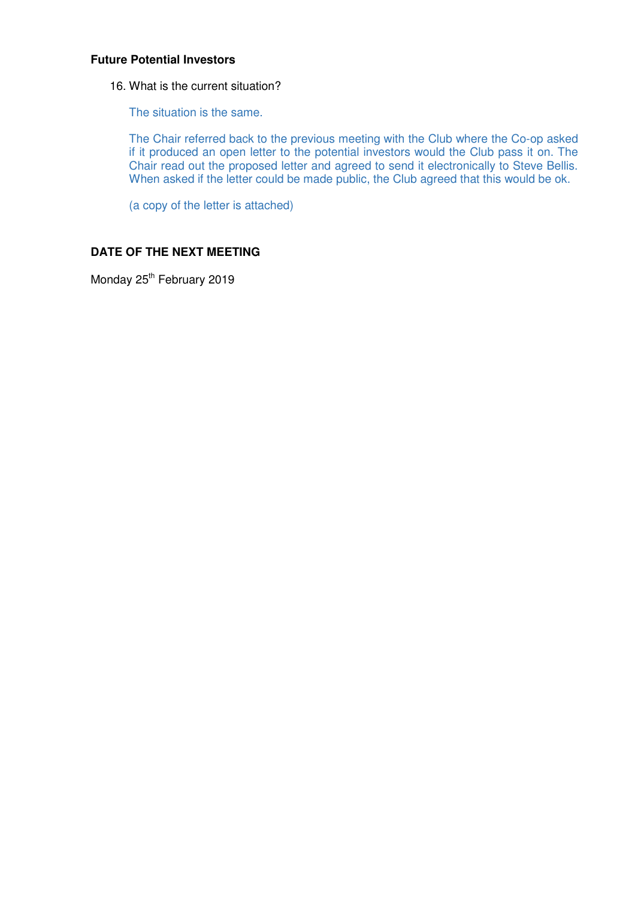**Future Potential Investors**

16. What is the current situation?

    The situation is the same.

    The Chair referred back to the previous meeting with the Club where the Co-op asked if it produced an open letter to the potential investors would the Club pass it on. The Chair read out the proposed letter and agreed to send it electronically to Steve Bellis. When asked if the letter could be made public, the Club agreed that this would be ok.

    (a copy of the letter is attached)

**DATE OF THE NEXT MEETING**

Monday 25th February 2019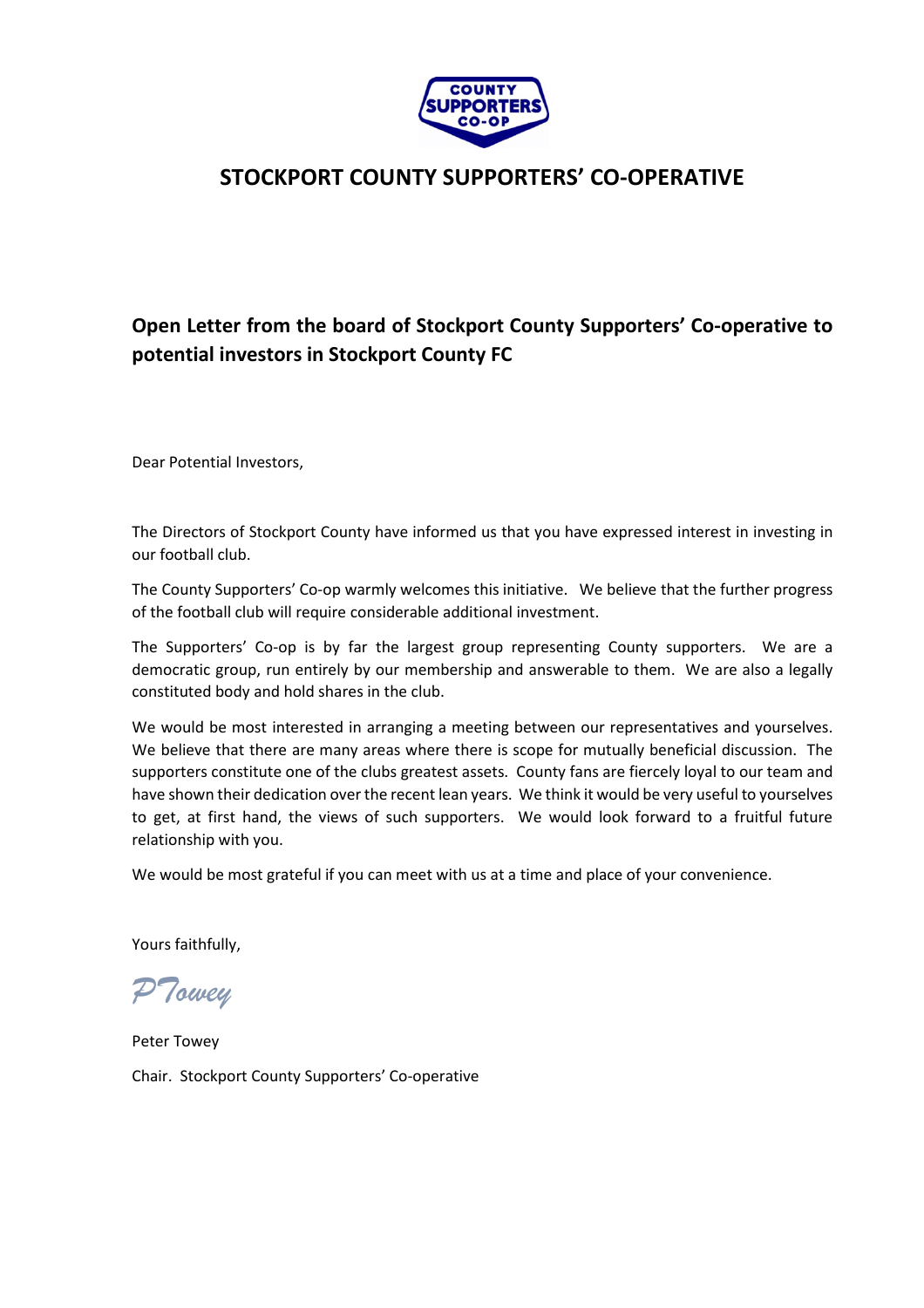# STOCKPORT COUNTY SUPPORTERS' CO-OPERATIVE

## Open Letter from the board of Stockport County Supporters' Co-operative to potential investors in Stockport County FC

Dear Potential Investors,

The Directors of Stockport County have informed us that you have expressed interest in investing in our football club.

The County Supporters' Co-op warmly welcomes this initiative. We believe that the further progress of the football club will require considerable additional investment.

The Supporters' Co-op is by far the largest group representing County supporters. We are a democratic group, run entirely by our membership and answerable to them. We are also a legally constituted body and hold shares in the club.

We would be most interested in arranging a meeting between our representatives and yourselves. We believe that there are many areas where there is scope for mutually beneficial discussion. The supporters constitute one of the clubs greatest assets. County fans are fiercely loyal to our team and have shown their dedication over the recent lean years. We think it would be very useful to yourselves to get, at first hand, the views of such supporters. We would look forward to a fruitful future relationship with you.

We would be most grateful if you can meet with us at a time and place of your convenience.

Yours faithfully,

*PTowey*

Peter Towey

Chair. Stockport County Supporters' Co-operative